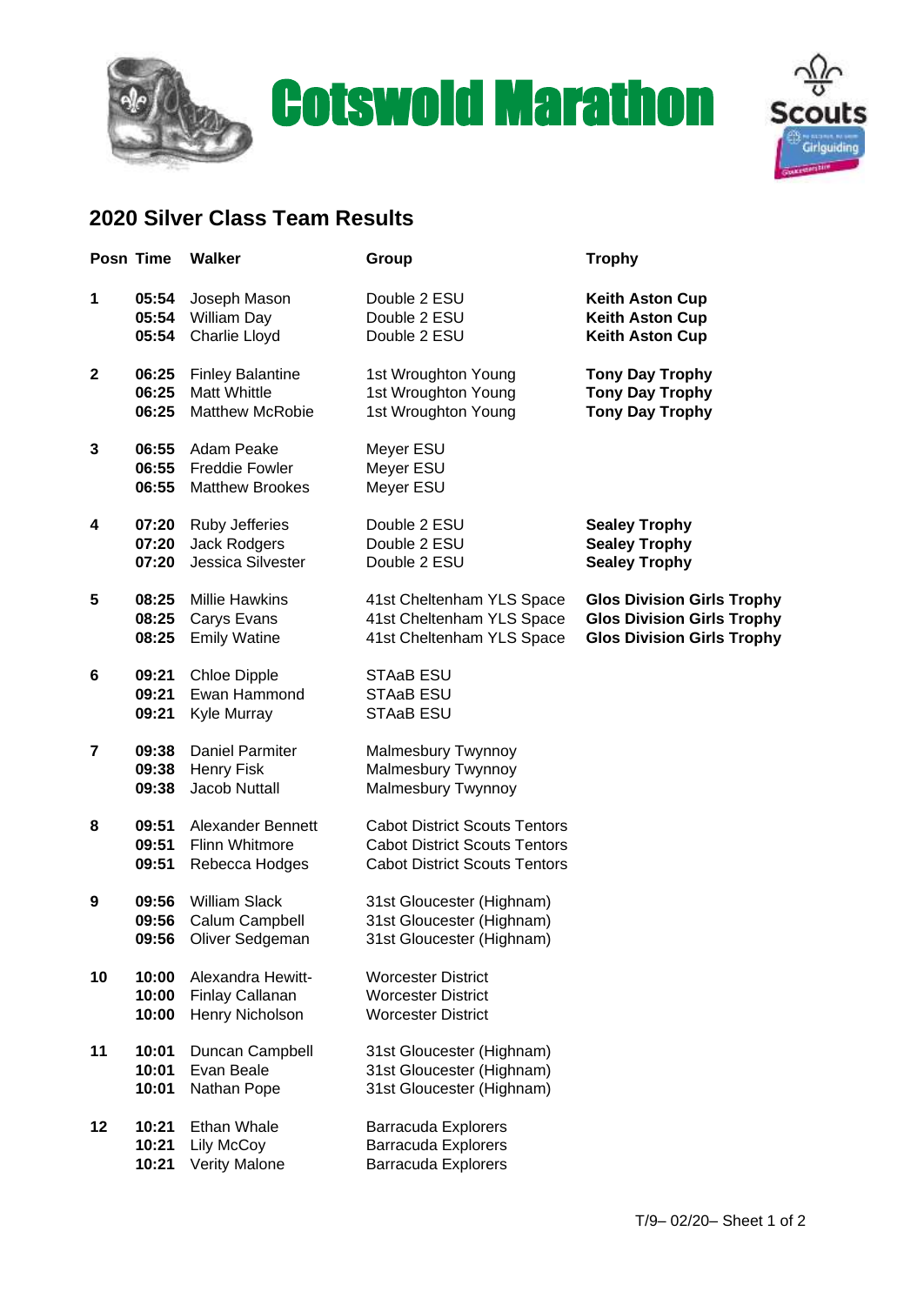# Cotswold Marathon

## 2020 Silver Class Team Results

| Posn | Time | Walker | Group | Trophy |
|---|---|---|---|---|
| 1 | 05:54 | Joseph Mason | Double 2 ESU | Keith Aston Cup |
| | 05:54 | William Day | Double 2 ESU | Keith Aston Cup |
| | 05:54 | Charlie Lloyd | Double 2 ESU | Keith Aston Cup |
| 2 | 06:25 | Finley Balantine | 1st Wroughton Young | Tony Day Trophy |
| | 06:25 | Matt Whittle | 1st Wroughton Young | Tony Day Trophy |
| | 06:25 | Matthew McRobie | 1st Wroughton Young | Tony Day Trophy |
| 3 | 06:55 | Adam Peake | Meyer ESU | |
| | 06:55 | Freddie Fowler | Meyer ESU | |
| | 06:55 | Matthew Brookes | Meyer ESU | |
| 4 | 07:20 | Ruby Jefferies | Double 2 ESU | Sealey Trophy |
| | 07:20 | Jack Rodgers | Double 2 ESU | Sealey Trophy |
| | 07:20 | Jessica Silvester | Double 2 ESU | Sealey Trophy |
| 5 | 08:25 | Millie Hawkins | 41st Cheltenham YLS Space | Glos Division Girls Trophy |
| | 08:25 | Carys Evans | 41st Cheltenham YLS Space | Glos Division Girls Trophy |
| | 08:25 | Emily Watine | 41st Cheltenham YLS Space | Glos Division Girls Trophy |
| 6 | 09:21 | Chloe Dipple | STAaB ESU | |
| | 09:21 | Ewan Hammond | STAaB ESU | |
| | 09:21 | Kyle Murray | STAaB ESU | |
| 7 | 09:38 | Daniel Parmiter | Malmesbury Twynnoy | |
| | 09:38 | Henry Fisk | Malmesbury Twynnoy | |
| | 09:38 | Jacob Nuttall | Malmesbury Twynnoy | |
| 8 | 09:51 | Alexander Bennett | Cabot District Scouts Tentors | |
| | 09:51 | Flinn Whitmore | Cabot District Scouts Tentors | |
| | 09:51 | Rebecca Hodges | Cabot District Scouts Tentors | |
| 9 | 09:56 | William Slack | 31st Gloucester (Highnam) | |
| | 09:56 | Calum Campbell | 31st Gloucester (Highnam) | |
| | 09:56 | Oliver Sedgeman | 31st Gloucester (Highnam) | |
| 10 | 10:00 | Alexandra Hewitt- | Worcester District | |
| | 10:00 | Finlay Callanan | Worcester District | |
| | 10:00 | Henry Nicholson | Worcester District | |
| 11 | 10:01 | Duncan Campbell | 31st Gloucester (Highnam) | |
| | 10:01 | Evan Beale | 31st Gloucester (Highnam) | |
| | 10:01 | Nathan Pope | 31st Gloucester (Highnam) | |
| 12 | 10:21 | Ethan Whale | Barracuda Explorers | |
| | 10:21 | Lily McCoy | Barracuda Explorers | |
| | 10:21 | Verity Malone | Barracuda Explorers | |

T/9– 02/20– Sheet 1 of 2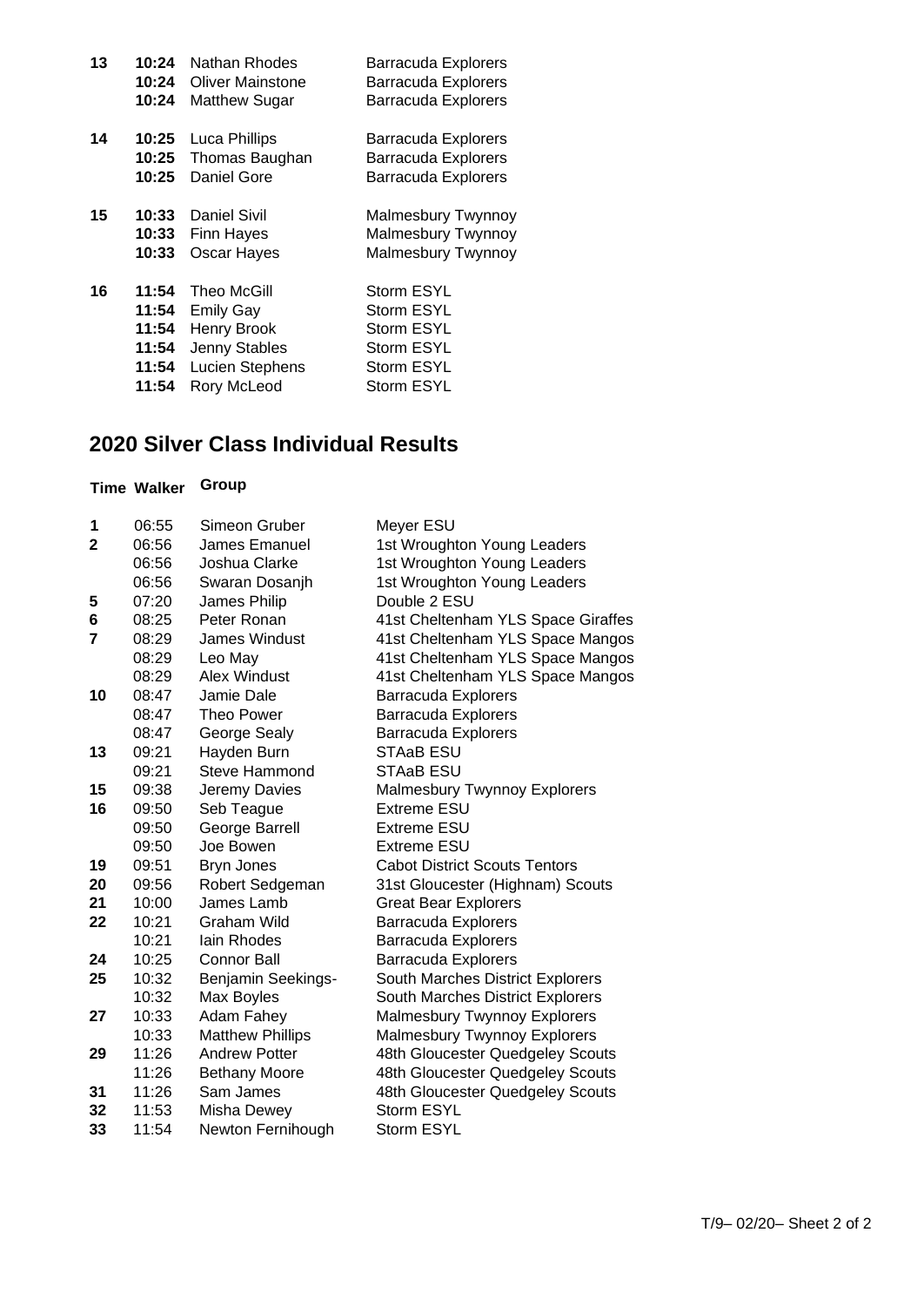| | | | |
|---|---|---|---|
| **13** | **10:24** | Nathan Rhodes | Barracuda Explorers |
| | **10:24** | Oliver Mainstone | Barracuda Explorers |
| | **10:24** | Matthew Sugar | Barracuda Explorers |
| **14** | **10:25** | Luca Phillips | Barracuda Explorers |
| | **10:25** | Thomas Baughan | Barracuda Explorers |
| | **10:25** | Daniel Gore | Barracuda Explorers |
| **15** | **10:33** | Daniel Sivil | Malmesbury Twynnoy |
| | **10:33** | Finn Hayes | Malmesbury Twynnoy |
| | **10:33** | Oscar Hayes | Malmesbury Twynnoy |
| **16** | **11:54** | Theo McGill | Storm ESYL |
| | **11:54** | Emily Gay | Storm ESYL |
| | **11:54** | Henry Brook | Storm ESYL |
| | **11:54** | Jenny Stables | Storm ESYL |
| | **11:54** | Lucien Stephens | Storm ESYL |
| | **11:54** | Rory McLeod | Storm ESYL |

## 2020 Silver Class Individual Results

| | Time | Walker | Group |
|---|---|---|---|
| **1** | 06:55 | Simeon Gruber | Meyer ESU |
| **2** | 06:56 | James Emanuel | 1st Wroughton Young Leaders |
| | 06:56 | Joshua Clarke | 1st Wroughton Young Leaders |
| | 06:56 | Swaran Dosanjh | 1st Wroughton Young Leaders |
| **5** | 07:20 | James Philip | Double 2 ESU |
| **6** | 08:25 | Peter Ronan | 41st Cheltenham YLS Space Giraffes |
| **7** | 08:29 | James Windust | 41st Cheltenham YLS Space Mangos |
| | 08:29 | Leo May | 41st Cheltenham YLS Space Mangos |
| | 08:29 | Alex Windust | 41st Cheltenham YLS Space Mangos |
| **10** | 08:47 | Jamie Dale | Barracuda Explorers |
| | 08:47 | Theo Power | Barracuda Explorers |
| | 08:47 | George Sealy | Barracuda Explorers |
| **13** | 09:21 | Hayden Burn | STAaB ESU |
| | 09:21 | Steve Hammond | STAaB ESU |
| **15** | 09:38 | Jeremy Davies | Malmesbury Twynnoy Explorers |
| **16** | 09:50 | Seb Teague | Extreme ESU |
| | 09:50 | George Barrell | Extreme ESU |
| | 09:50 | Joe Bowen | Extreme ESU |
| **19** | 09:51 | Bryn Jones | Cabot District Scouts Tentors |
| **20** | 09:56 | Robert Sedgeman | 31st Gloucester (Highnam) Scouts |
| **21** | 10:00 | James Lamb | Great Bear Explorers |
| **22** | 10:21 | Graham Wild | Barracuda Explorers |
| | 10:21 | Iain Rhodes | Barracuda Explorers |
| **24** | 10:25 | Connor Ball | Barracuda Explorers |
| **25** | 10:32 | Benjamin Seekings- | South Marches District Explorers |
| | 10:32 | Max Boyles | South Marches District Explorers |
| **27** | 10:33 | Adam Fahey | Malmesbury Twynnoy Explorers |
| | 10:33 | Matthew Phillips | Malmesbury Twynnoy Explorers |
| **29** | 11:26 | Andrew Potter | 48th Gloucester Quedgeley Scouts |
| | 11:26 | Bethany Moore | 48th Gloucester Quedgeley Scouts |
| **31** | 11:26 | Sam James | 48th Gloucester Quedgeley Scouts |
| **32** | 11:53 | Misha Dewey | Storm ESYL |
| **33** | 11:54 | Newton Fernihough | Storm ESYL |

T/9– 02/20– Sheet 2 of 2